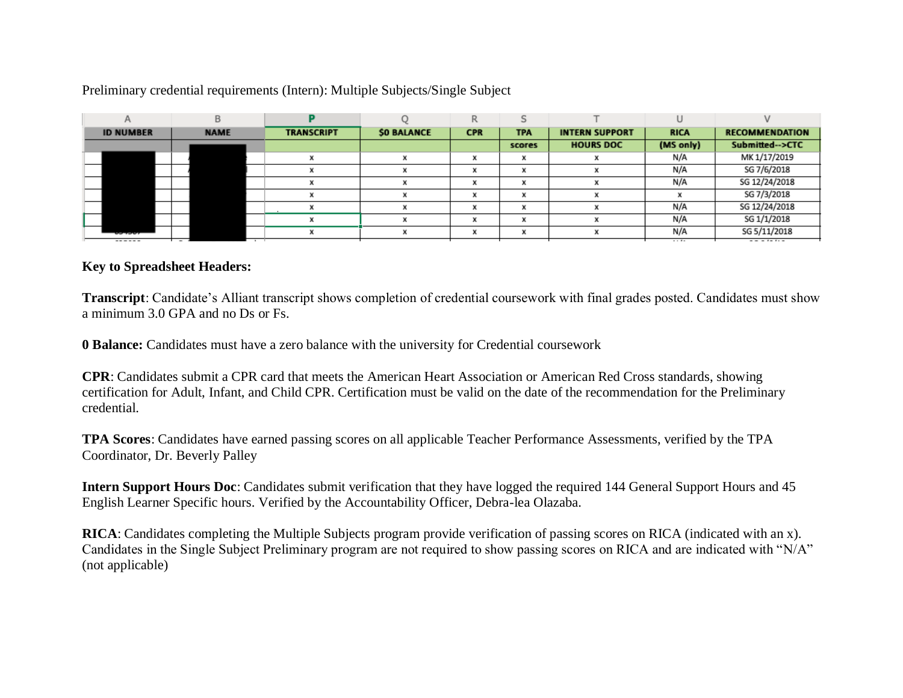Preliminary credential requirements (Intern): Multiple Subjects/Single Subject

| A | B | P | Q | R | S | T | U | V |
|---|---|---|---|---|---|---|---|---|
| ID NUMBER | NAME | TRANSCRIPT | $0 BALANCE | CPR | TPA | INTERN SUPPORT | RICA | RECOMMENDATION |
| | | | | | scores | HOURS DOC | (MS only) | Submitted-->CTC |
| | | x | x | x | x | x | N/A | MK 1/17/2019 |
| | | x | x | x | x | x | N/A | SG 7/6/2018 |
| | | x | x | x | x | x | N/A | SG 12/24/2018 |
| | | x | x | x | x | x | x | SG 7/3/2018 |
| | | x | x | x | x | x | N/A | SG 12/24/2018 |
| | | x | x | x | x | x | N/A | SG 1/1/2018 |
| | | x | x | x | x | x | N/A | SG 5/11/2018 |

**Key to Spreadsheet Headers:**

**Transcript**: Candidate's Alliant transcript shows completion of credential coursework with final grades posted. Candidates must show a minimum 3.0 GPA and no Ds or Fs.

**0 Balance:** Candidates must have a zero balance with the university for Credential coursework

**CPR**: Candidates submit a CPR card that meets the American Heart Association or American Red Cross standards, showing certification for Adult, Infant, and Child CPR. Certification must be valid on the date of the recommendation for the Preliminary credential.

**TPA Scores**: Candidates have earned passing scores on all applicable Teacher Performance Assessments, verified by the TPA Coordinator, Dr. Beverly Palley

**Intern Support Hours Doc**: Candidates submit verification that they have logged the required 144 General Support Hours and 45 English Learner Specific hours. Verified by the Accountability Officer, Debra-lea Olazaba.

**RICA**: Candidates completing the Multiple Subjects program provide verification of passing scores on RICA (indicated with an x). Candidates in the Single Subject Preliminary program are not required to show passing scores on RICA and are indicated with "N/A" (not applicable)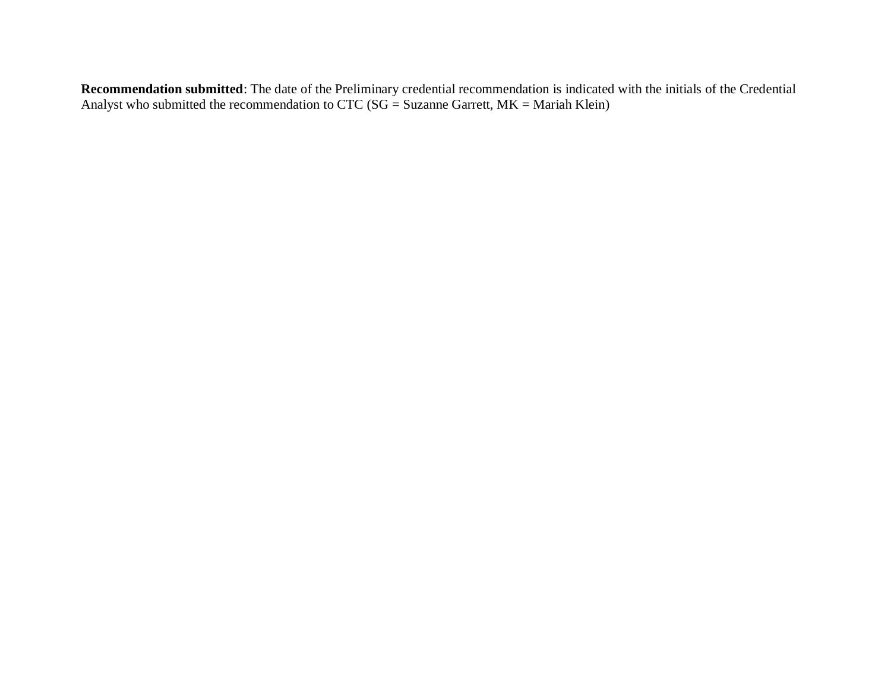**Recommendation submitted**: The date of the Preliminary credential recommendation is indicated with the initials of the Credential Analyst who submitted the recommendation to CTC (SG = Suzanne Garrett, MK = Mariah Klein)